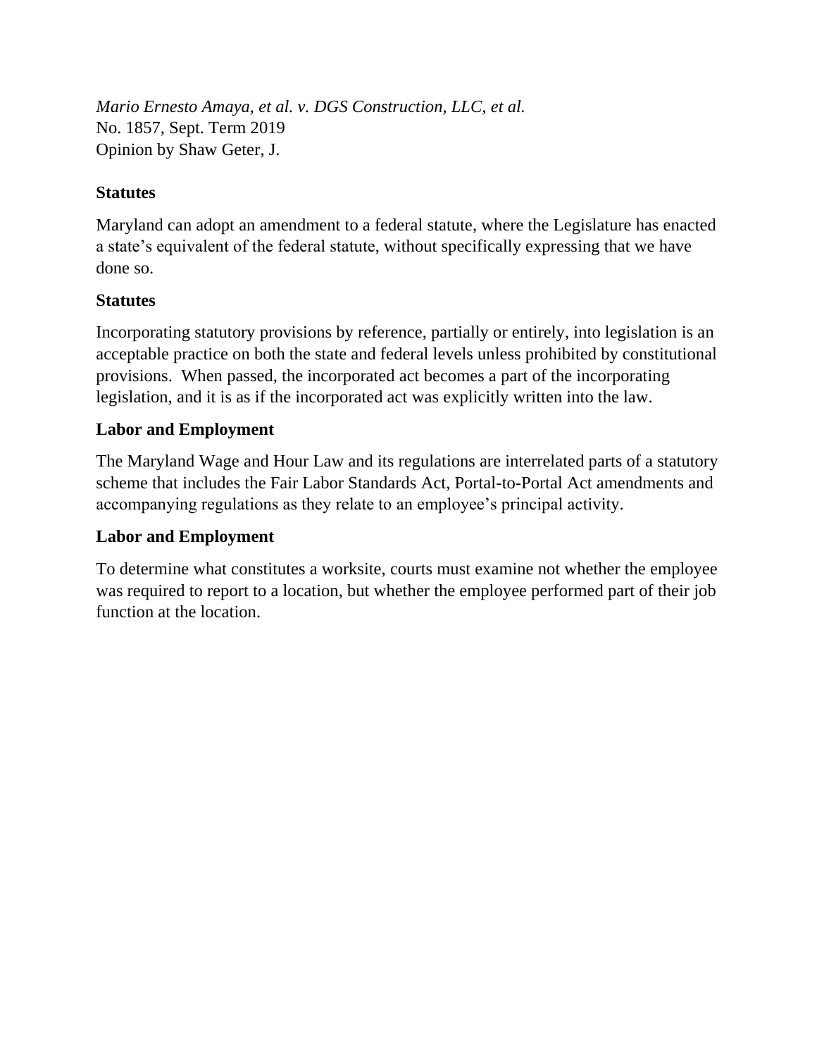*Mario Ernesto Amaya, et al. v. DGS Construction, LLC, et al.*
No. 1857, Sept. Term 2019
Opinion by Shaw Geter, J.

**Statutes**

Maryland can adopt an amendment to a federal statute, where the Legislature has enacted a state's equivalent of the federal statute, without specifically expressing that we have done so.

**Statutes**

Incorporating statutory provisions by reference, partially or entirely, into legislation is an acceptable practice on both the state and federal levels unless prohibited by constitutional provisions. When passed, the incorporated act becomes a part of the incorporating legislation, and it is as if the incorporated act was explicitly written into the law.

**Labor and Employment**

The Maryland Wage and Hour Law and its regulations are interrelated parts of a statutory scheme that includes the Fair Labor Standards Act, Portal-to-Portal Act amendments and accompanying regulations as they relate to an employee's principal activity.

**Labor and Employment**

To determine what constitutes a worksite, courts must examine not whether the employee was required to report to a location, but whether the employee performed part of their job function at the location.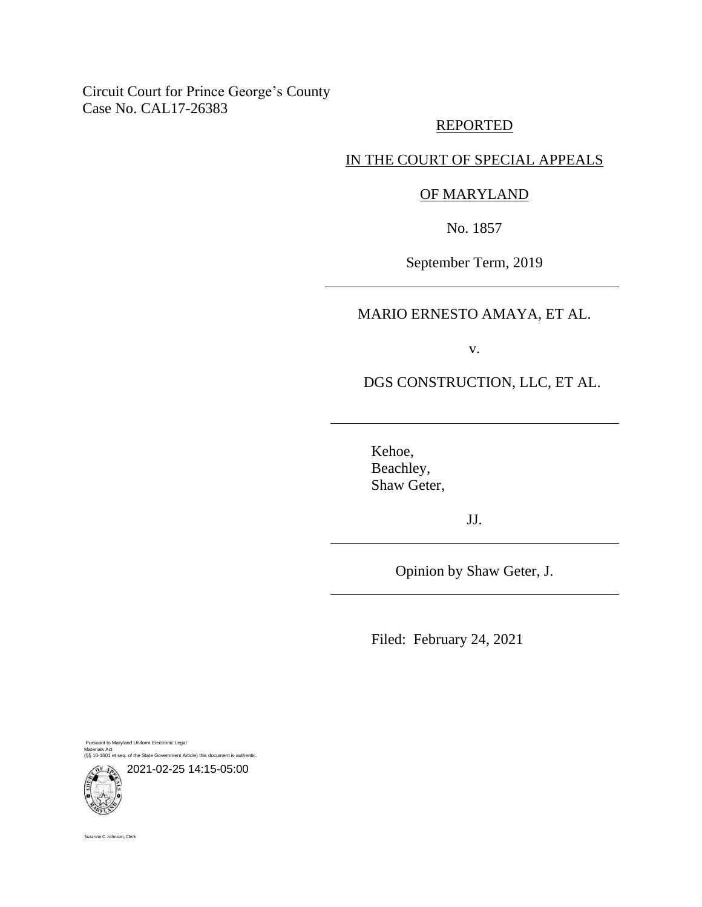Circuit Court for Prince George's County
Case No. CAL17-26383

REPORTED

IN THE COURT OF SPECIAL APPEALS

OF MARYLAND

No. 1857

September Term, 2019

---

MARIO ERNESTO AMAYA, ET AL.

v.

DGS CONSTRUCTION, LLC, ET AL.

---

Kehoe,
Beachley,
Shaw Geter,

JJ.

---

Opinion by Shaw Geter, J.

---

Filed: February 24, 2021

Pursuant to Maryland Uniform Electronic Legal Materials Act
(§§ 10-1601 et seq. of the State Government Article) this document is authentic.

2021-02-25 14:15-05:00

Suzanne C. Johnson, Clerk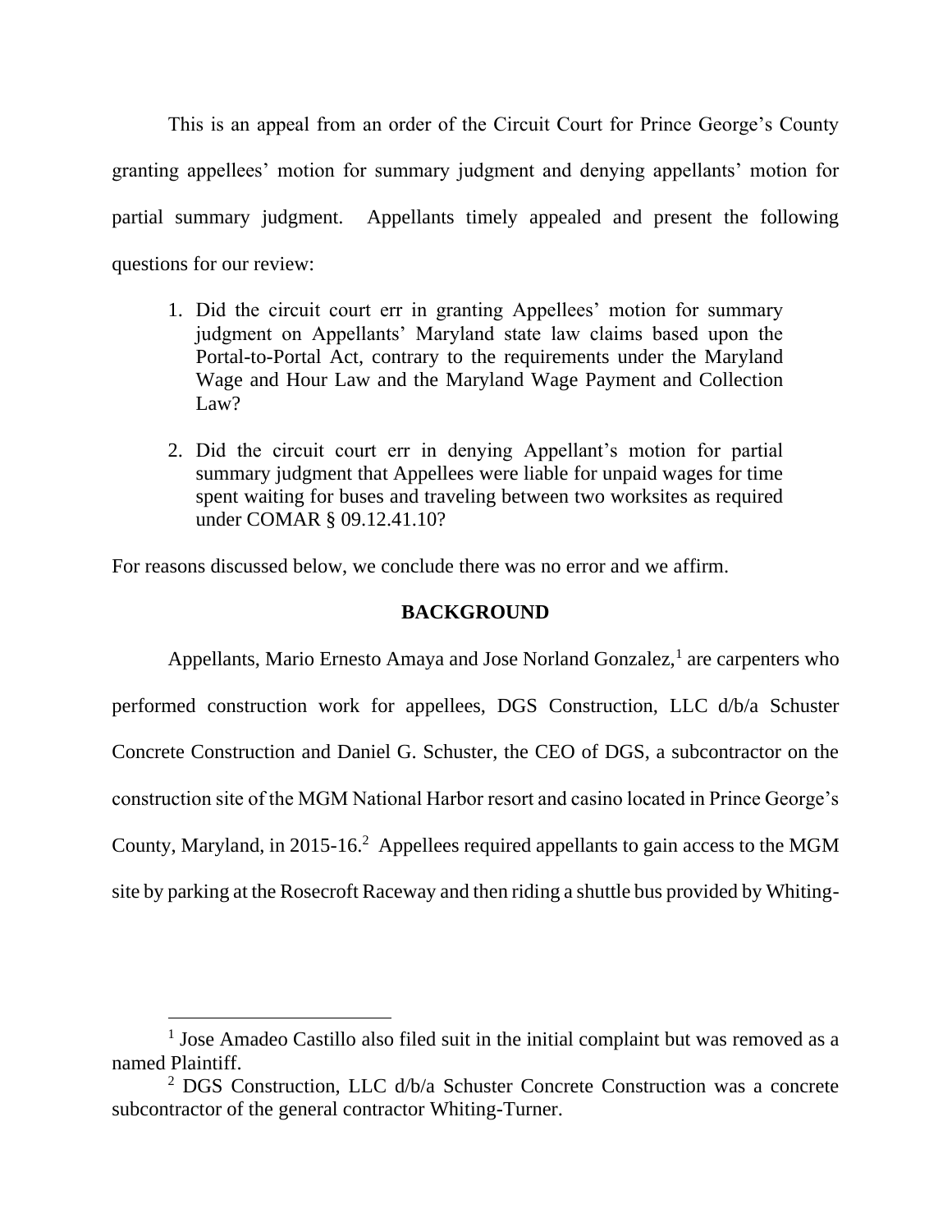This is an appeal from an order of the Circuit Court for Prince George's County granting appellees' motion for summary judgment and denying appellants' motion for partial summary judgment. Appellants timely appealed and present the following questions for our review:

1. Did the circuit court err in granting Appellees' motion for summary judgment on Appellants' Maryland state law claims based upon the Portal-to-Portal Act, contrary to the requirements under the Maryland Wage and Hour Law and the Maryland Wage Payment and Collection Law?

2. Did the circuit court err in denying Appellant's motion for partial summary judgment that Appellees were liable for unpaid wages for time spent waiting for buses and traveling between two worksites as required under COMAR § 09.12.41.10?

For reasons discussed below, we conclude there was no error and we affirm.

## BACKGROUND

Appellants, Mario Ernesto Amaya and Jose Norland Gonzalez,[1] are carpenters who performed construction work for appellees, DGS Construction, LLC d/b/a Schuster Concrete Construction and Daniel G. Schuster, the CEO of DGS, a subcontractor on the construction site of the MGM National Harbor resort and casino located in Prince George's County, Maryland, in 2015-16.[2] Appellees required appellants to gain access to the MGM site by parking at the Rosecroft Raceway and then riding a shuttle bus provided by Whiting-

---

[1] Jose Amadeo Castillo also filed suit in the initial complaint but was removed as a named Plaintiff.

[2] DGS Construction, LLC d/b/a Schuster Concrete Construction was a concrete subcontractor of the general contractor Whiting-Turner.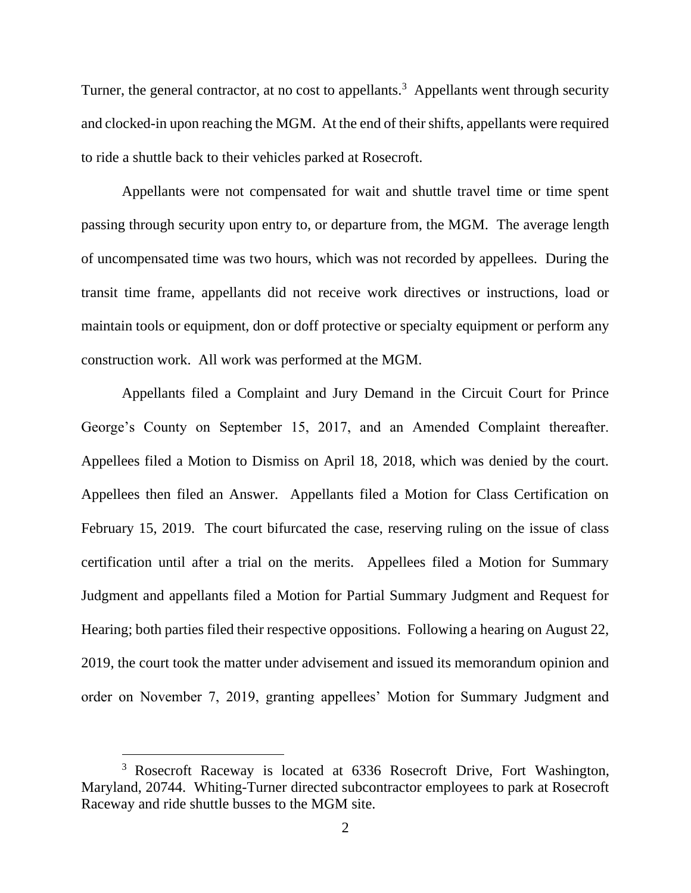Turner, the general contractor, at no cost to appellants.[3] Appellants went through security and clocked-in upon reaching the MGM. At the end of their shifts, appellants were required to ride a shuttle back to their vehicles parked at Rosecroft.

Appellants were not compensated for wait and shuttle travel time or time spent passing through security upon entry to, or departure from, the MGM. The average length of uncompensated time was two hours, which was not recorded by appellees. During the transit time frame, appellants did not receive work directives or instructions, load or maintain tools or equipment, don or doff protective or specialty equipment or perform any construction work. All work was performed at the MGM.

Appellants filed a Complaint and Jury Demand in the Circuit Court for Prince George's County on September 15, 2017, and an Amended Complaint thereafter. Appellees filed a Motion to Dismiss on April 18, 2018, which was denied by the court. Appellees then filed an Answer. Appellants filed a Motion for Class Certification on February 15, 2019. The court bifurcated the case, reserving ruling on the issue of class certification until after a trial on the merits. Appellees filed a Motion for Summary Judgment and appellants filed a Motion for Partial Summary Judgment and Request for Hearing; both parties filed their respective oppositions. Following a hearing on August 22, 2019, the court took the matter under advisement and issued its memorandum opinion and order on November 7, 2019, granting appellees' Motion for Summary Judgment and

---

[3] Rosecroft Raceway is located at 6336 Rosecroft Drive, Fort Washington, Maryland, 20744. Whiting-Turner directed subcontractor employees to park at Rosecroft Raceway and ride shuttle busses to the MGM site.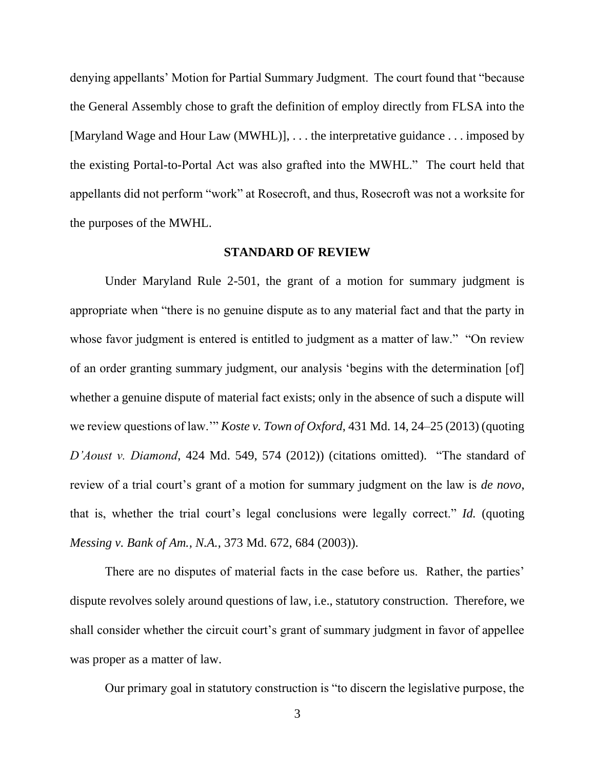denying appellants' Motion for Partial Summary Judgment. The court found that "because the General Assembly chose to graft the definition of employ directly from FLSA into the [Maryland Wage and Hour Law (MWHL)], . . . the interpretative guidance . . . imposed by the existing Portal-to-Portal Act was also grafted into the MWHL." The court held that appellants did not perform "work" at Rosecroft, and thus, Rosecroft was not a worksite for the purposes of the MWHL.

## STANDARD OF REVIEW

Under Maryland Rule 2-501, the grant of a motion for summary judgment is appropriate when "there is no genuine dispute as to any material fact and that the party in whose favor judgment is entered is entitled to judgment as a matter of law." "On review of an order granting summary judgment, our analysis 'begins with the determination [of] whether a genuine dispute of material fact exists; only in the absence of such a dispute will we review questions of law.'" *Koste v. Town of Oxford*, 431 Md. 14, 24–25 (2013) (quoting *D'Aoust v. Diamond*, 424 Md. 549, 574 (2012)) (citations omitted). "The standard of review of a trial court's grant of a motion for summary judgment on the law is *de novo*, that is, whether the trial court's legal conclusions were legally correct." *Id.* (quoting *Messing v. Bank of Am., N.A.*, 373 Md. 672, 684 (2003)).

There are no disputes of material facts in the case before us. Rather, the parties' dispute revolves solely around questions of law, i.e., statutory construction. Therefore, we shall consider whether the circuit court's grant of summary judgment in favor of appellee was proper as a matter of law.

Our primary goal in statutory construction is "to discern the legislative purpose, the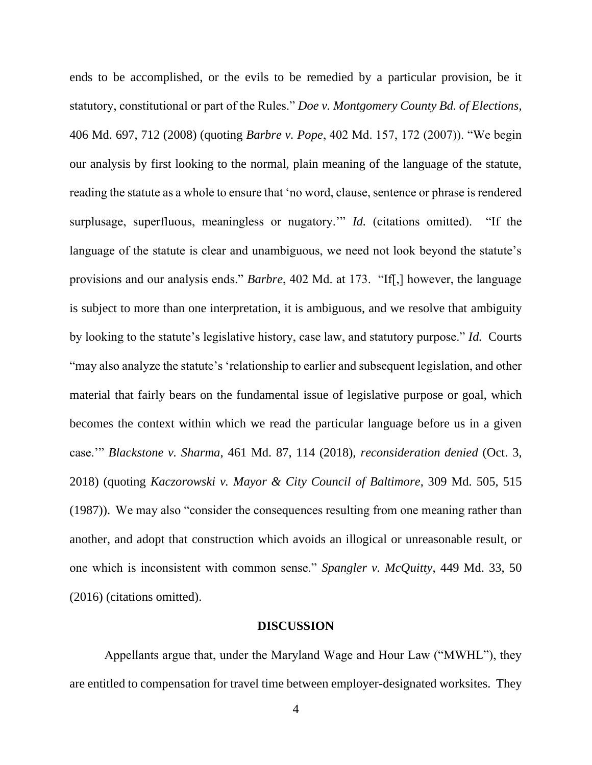ends to be accomplished, or the evils to be remedied by a particular provision, be it statutory, constitutional or part of the Rules." *Doe v. Montgomery County Bd. of Elections*, 406 Md. 697, 712 (2008) (quoting *Barbre v. Pope*, 402 Md. 157, 172 (2007)). "We begin our analysis by first looking to the normal, plain meaning of the language of the statute, reading the statute as a whole to ensure that 'no word, clause, sentence or phrase is rendered surplusage, superfluous, meaningless or nugatory.'" *Id.* (citations omitted). "If the language of the statute is clear and unambiguous, we need not look beyond the statute's provisions and our analysis ends." *Barbre*, 402 Md. at 173. "If[,] however, the language is subject to more than one interpretation, it is ambiguous, and we resolve that ambiguity by looking to the statute's legislative history, case law, and statutory purpose." *Id.* Courts "may also analyze the statute's 'relationship to earlier and subsequent legislation, and other material that fairly bears on the fundamental issue of legislative purpose or goal, which becomes the context within which we read the particular language before us in a given case.'" *Blackstone v. Sharma*, 461 Md. 87, 114 (2018), *reconsideration denied* (Oct. 3, 2018) (quoting *Kaczorowski v. Mayor & City Council of Baltimore*, 309 Md. 505, 515 (1987)). We may also "consider the consequences resulting from one meaning rather than another, and adopt that construction which avoids an illogical or unreasonable result, or one which is inconsistent with common sense." *Spangler v. McQuitty*, 449 Md. 33, 50 (2016) (citations omitted).

## DISCUSSION

Appellants argue that, under the Maryland Wage and Hour Law ("MWHL"), they are entitled to compensation for travel time between employer-designated worksites. They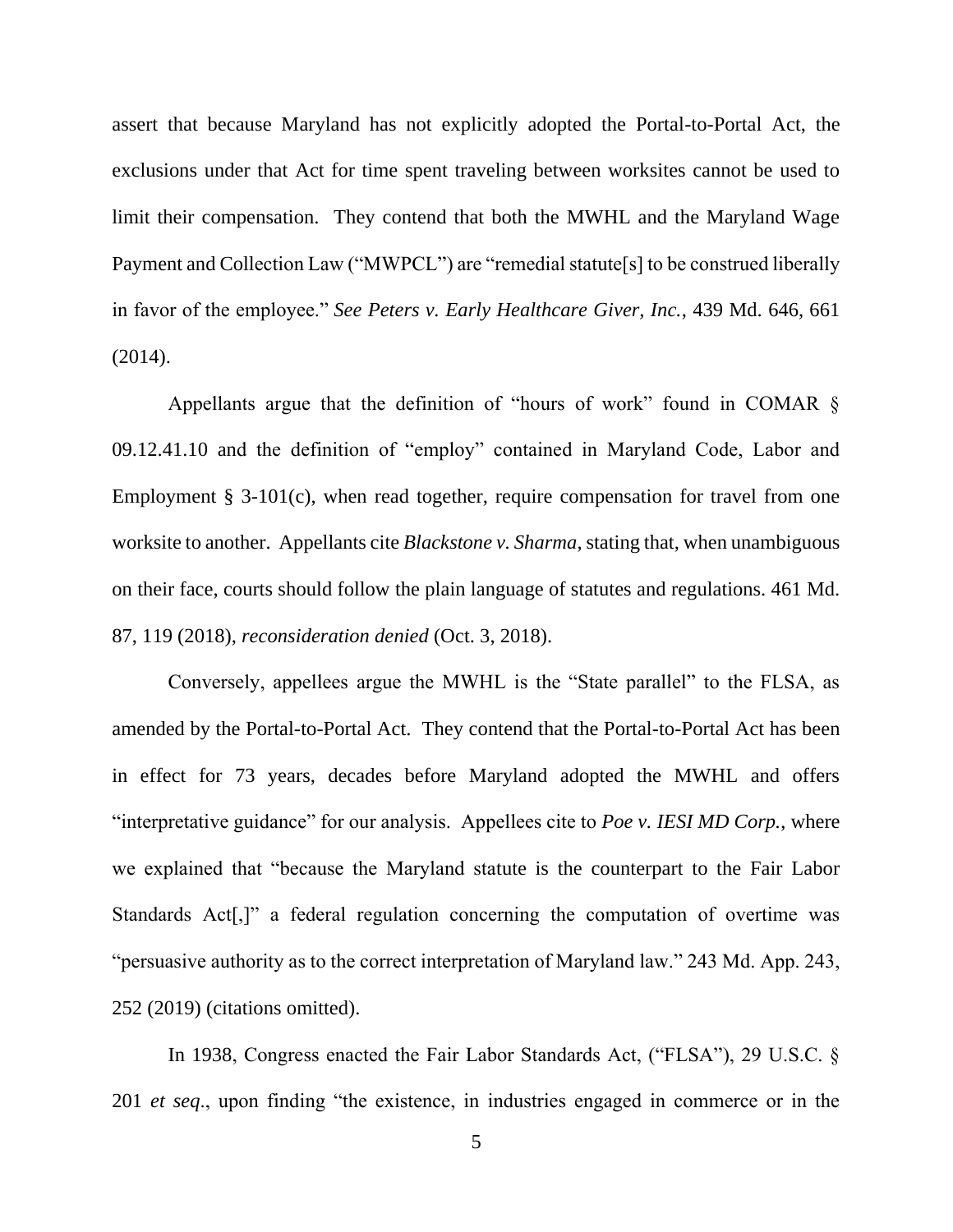assert that because Maryland has not explicitly adopted the Portal-to-Portal Act, the exclusions under that Act for time spent traveling between worksites cannot be used to limit their compensation. They contend that both the MWHL and the Maryland Wage Payment and Collection Law ("MWPCL") are "remedial statute[s] to be construed liberally in favor of the employee." *See Peters v. Early Healthcare Giver, Inc.*, 439 Md. 646, 661 (2014).

Appellants argue that the definition of "hours of work" found in COMAR § 09.12.41.10 and the definition of "employ" contained in Maryland Code, Labor and Employment § 3-101(c), when read together, require compensation for travel from one worksite to another. Appellants cite *Blackstone v. Sharma*, stating that, when unambiguous on their face, courts should follow the plain language of statutes and regulations. 461 Md. 87, 119 (2018), *reconsideration denied* (Oct. 3, 2018).

Conversely, appellees argue the MWHL is the "State parallel" to the FLSA, as amended by the Portal-to-Portal Act. They contend that the Portal-to-Portal Act has been in effect for 73 years, decades before Maryland adopted the MWHL and offers "interpretative guidance" for our analysis. Appellees cite to *Poe v. IESI MD Corp.*, where we explained that "because the Maryland statute is the counterpart to the Fair Labor Standards Act[,]" a federal regulation concerning the computation of overtime was "persuasive authority as to the correct interpretation of Maryland law." 243 Md. App. 243, 252 (2019) (citations omitted).

In 1938, Congress enacted the Fair Labor Standards Act, ("FLSA"), 29 U.S.C. § 201 *et seq*., upon finding "the existence, in industries engaged in commerce or in the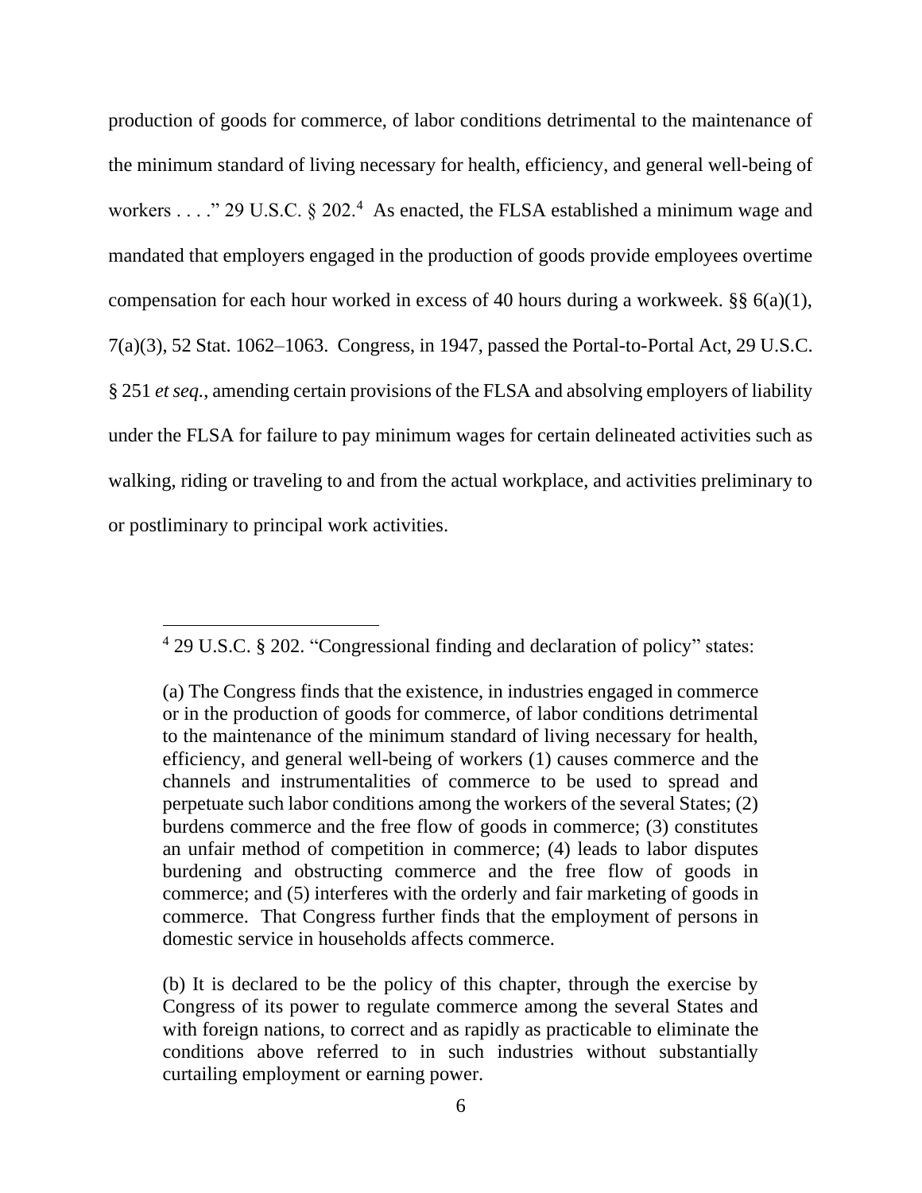production of goods for commerce, of labor conditions detrimental to the maintenance of the minimum standard of living necessary for health, efficiency, and general well-being of workers . . . ." 29 U.S.C. § 202.[4] As enacted, the FLSA established a minimum wage and mandated that employers engaged in the production of goods provide employees overtime compensation for each hour worked in excess of 40 hours during a workweek. §§ 6(a)(1), 7(a)(3), 52 Stat. 1062–1063. Congress, in 1947, passed the Portal-to-Portal Act, 29 U.S.C. § 251 *et seq.*, amending certain provisions of the FLSA and absolving employers of liability under the FLSA for failure to pay minimum wages for certain delineated activities such as walking, riding or traveling to and from the actual workplace, and activities preliminary to or postliminary to principal work activities.

---

[4] 29 U.S.C. § 202. "Congressional finding and declaration of policy" states:

> (a) The Congress finds that the existence, in industries engaged in commerce or in the production of goods for commerce, of labor conditions detrimental to the maintenance of the minimum standard of living necessary for health, efficiency, and general well-being of workers (1) causes commerce and the channels and instrumentalities of commerce to be used to spread and perpetuate such labor conditions among the workers of the several States; (2) burdens commerce and the free flow of goods in commerce; (3) constitutes an unfair method of competition in commerce; (4) leads to labor disputes burdening and obstructing commerce and the free flow of goods in commerce; and (5) interferes with the orderly and fair marketing of goods in commerce. That Congress further finds that the employment of persons in domestic service in households affects commerce.
>
> (b) It is declared to be the policy of this chapter, through the exercise by Congress of its power to regulate commerce among the several States and with foreign nations, to correct and as rapidly as practicable to eliminate the conditions above referred to in such industries without substantially curtailing employment or earning power.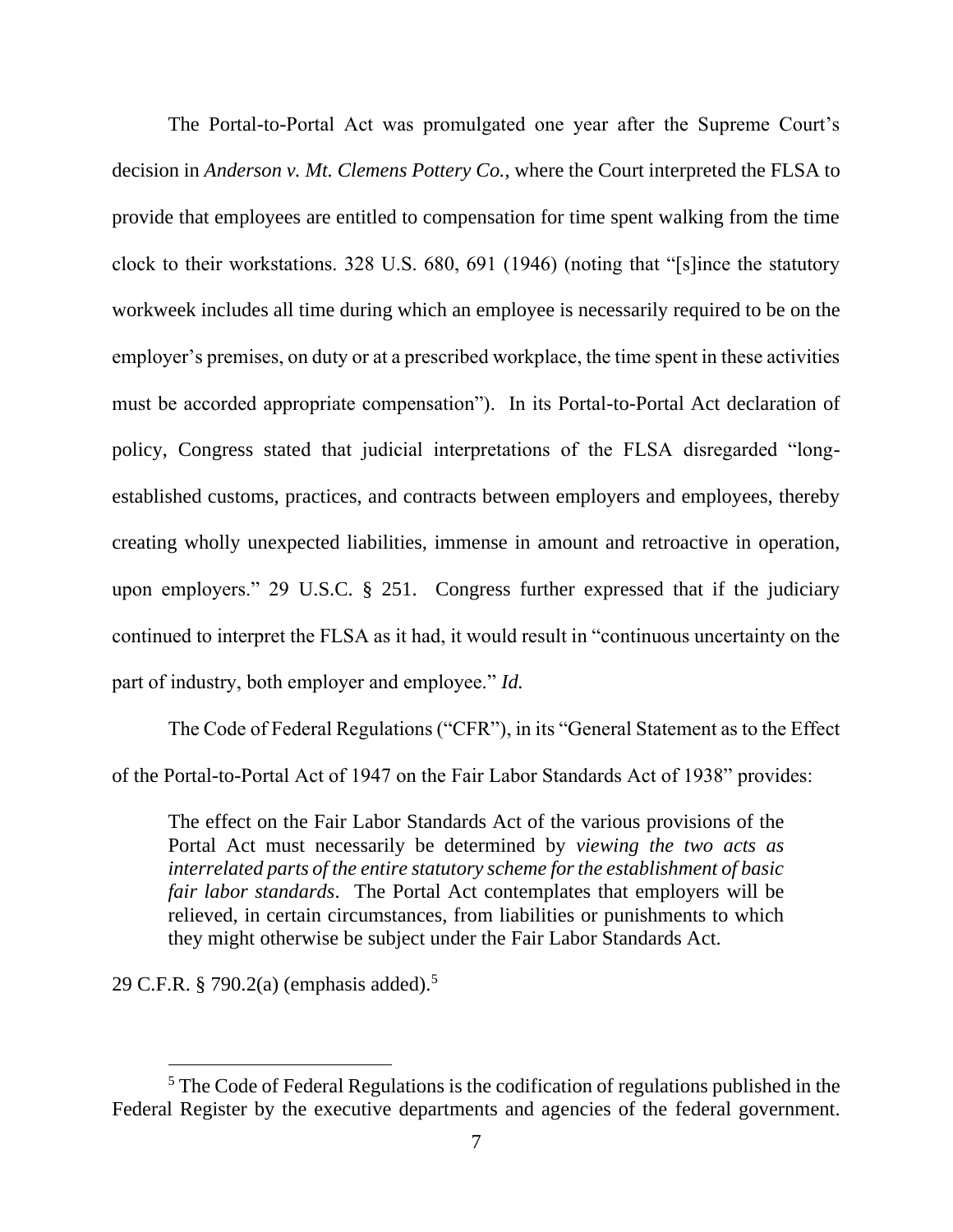The Portal-to-Portal Act was promulgated one year after the Supreme Court's decision in *Anderson v. Mt. Clemens Pottery Co.*, where the Court interpreted the FLSA to provide that employees are entitled to compensation for time spent walking from the time clock to their workstations. 328 U.S. 680, 691 (1946) (noting that "[s]ince the statutory workweek includes all time during which an employee is necessarily required to be on the employer's premises, on duty or at a prescribed workplace, the time spent in these activities must be accorded appropriate compensation"). In its Portal-to-Portal Act declaration of policy, Congress stated that judicial interpretations of the FLSA disregarded "long-established customs, practices, and contracts between employers and employees, thereby creating wholly unexpected liabilities, immense in amount and retroactive in operation, upon employers." 29 U.S.C. § 251. Congress further expressed that if the judiciary continued to interpret the FLSA as it had, it would result in "continuous uncertainty on the part of industry, both employer and employee." *Id.*

The Code of Federal Regulations ("CFR"), in its "General Statement as to the Effect of the Portal-to-Portal Act of 1947 on the Fair Labor Standards Act of 1938" provides:

> The effect on the Fair Labor Standards Act of the various provisions of the Portal Act must necessarily be determined by *viewing the two acts as interrelated parts of the entire statutory scheme for the establishment of basic fair labor standards*. The Portal Act contemplates that employers will be relieved, in certain circumstances, from liabilities or punishments to which they might otherwise be subject under the Fair Labor Standards Act.

29 C.F.R. § 790.2(a) (emphasis added).[5]

[5] The Code of Federal Regulations is the codification of regulations published in the Federal Register by the executive departments and agencies of the federal government.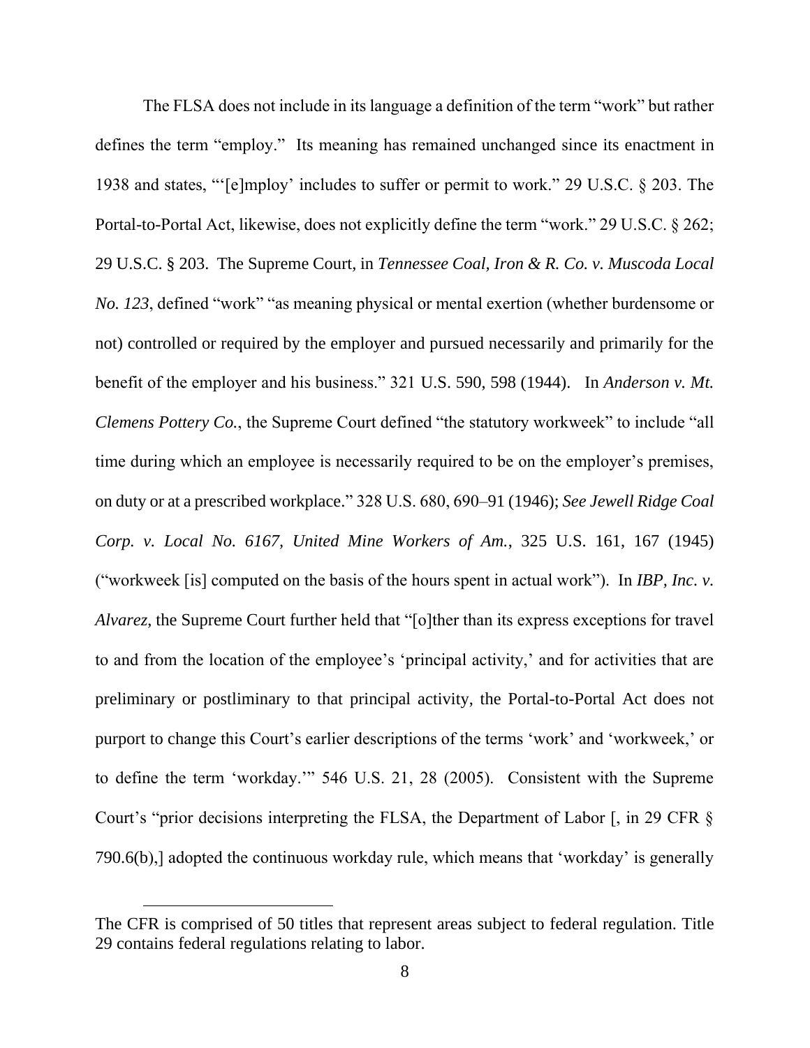The FLSA does not include in its language a definition of the term "work" but rather defines the term "employ." Its meaning has remained unchanged since its enactment in 1938 and states, "'[e]mploy' includes to suffer or permit to work." 29 U.S.C. § 203. The Portal-to-Portal Act, likewise, does not explicitly define the term "work." 29 U.S.C. § 262; 29 U.S.C. § 203. The Supreme Court, in *Tennessee Coal, Iron & R. Co. v. Muscoda Local No. 123*, defined "work" "as meaning physical or mental exertion (whether burdensome or not) controlled or required by the employer and pursued necessarily and primarily for the benefit of the employer and his business." 321 U.S. 590, 598 (1944). In *Anderson v. Mt. Clemens Pottery Co.*, the Supreme Court defined "the statutory workweek" to include "all time during which an employee is necessarily required to be on the employer's premises, on duty or at a prescribed workplace." 328 U.S. 680, 690–91 (1946); *See Jewell Ridge Coal Corp. v. Local No. 6167, United Mine Workers of Am.*, 325 U.S. 161, 167 (1945) ("workweek [is] computed on the basis of the hours spent in actual work"). In *IBP, Inc. v. Alvarez,* the Supreme Court further held that "[o]ther than its express exceptions for travel to and from the location of the employee's 'principal activity,' and for activities that are preliminary or postliminary to that principal activity, the Portal-to-Portal Act does not purport to change this Court's earlier descriptions of the terms 'work' and 'workweek,' or to define the term 'workday.'" 546 U.S. 21, 28 (2005). Consistent with the Supreme Court's "prior decisions interpreting the FLSA, the Department of Labor [, in 29 CFR § 790.6(b),] adopted the continuous workday rule, which means that 'workday' is generally

---

The CFR is comprised of 50 titles that represent areas subject to federal regulation. Title 29 contains federal regulations relating to labor.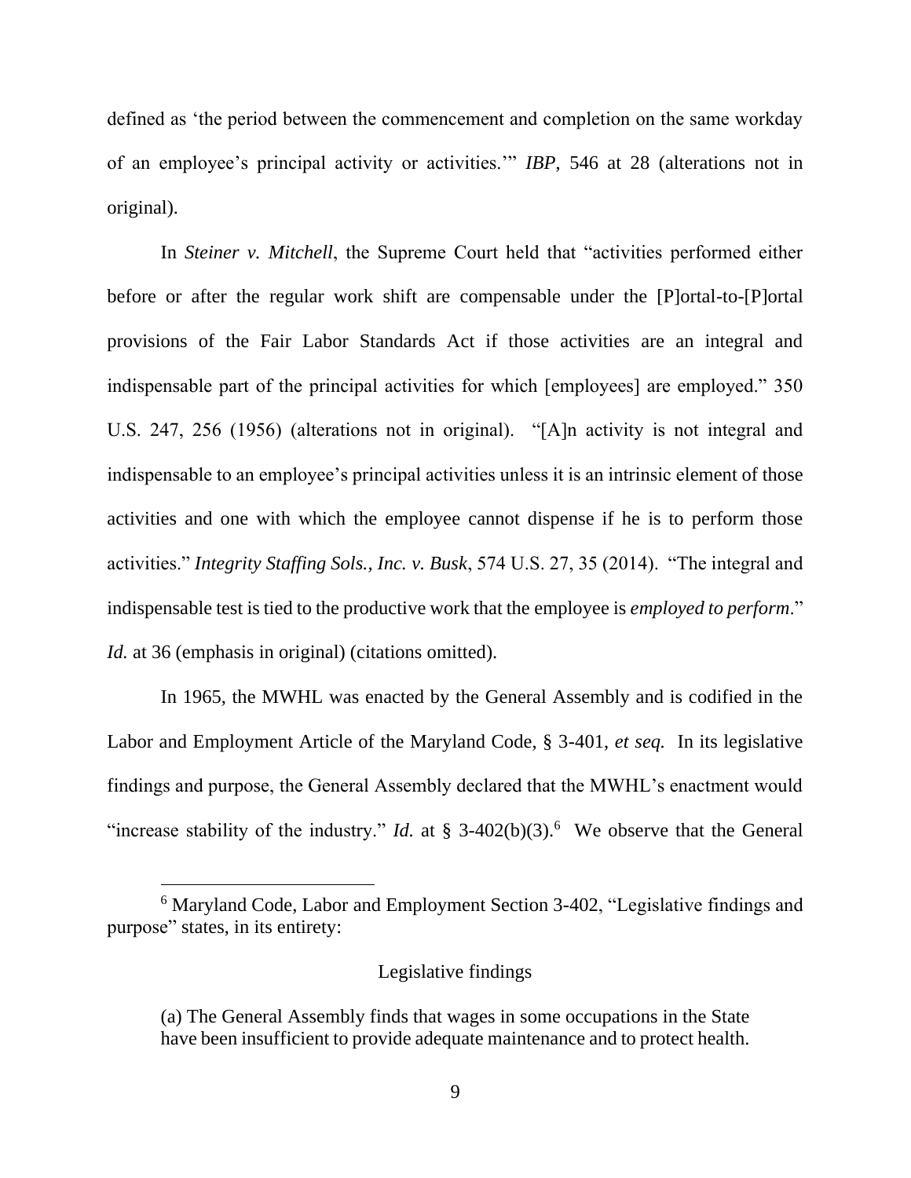defined as 'the period between the commencement and completion on the same workday of an employee's principal activity or activities.'" *IBP*, 546 at 28 (alterations not in original).

In *Steiner v. Mitchell*, the Supreme Court held that "activities performed either before or after the regular work shift are compensable under the [P]ortal-to-[P]ortal provisions of the Fair Labor Standards Act if those activities are an integral and indispensable part of the principal activities for which [employees] are employed." 350 U.S. 247, 256 (1956) (alterations not in original). "[A]n activity is not integral and indispensable to an employee's principal activities unless it is an intrinsic element of those activities and one with which the employee cannot dispense if he is to perform those activities." *Integrity Staffing Sols., Inc. v. Busk*, 574 U.S. 27, 35 (2014). "The integral and indispensable test is tied to the productive work that the employee is *employed to perform*." *Id.* at 36 (emphasis in original) (citations omitted).

In 1965, the MWHL was enacted by the General Assembly and is codified in the Labor and Employment Article of the Maryland Code, § 3-401, *et seq.* In its legislative findings and purpose, the General Assembly declared that the MWHL's enactment would "increase stability of the industry." *Id.* at § 3-402(b)(3).[6] We observe that the General

---

[6] Maryland Code, Labor and Employment Section 3-402, "Legislative findings and purpose" states, in its entirety:

> Legislative findings
>
> (a) The General Assembly finds that wages in some occupations in the State have been insufficient to provide adequate maintenance and to protect health.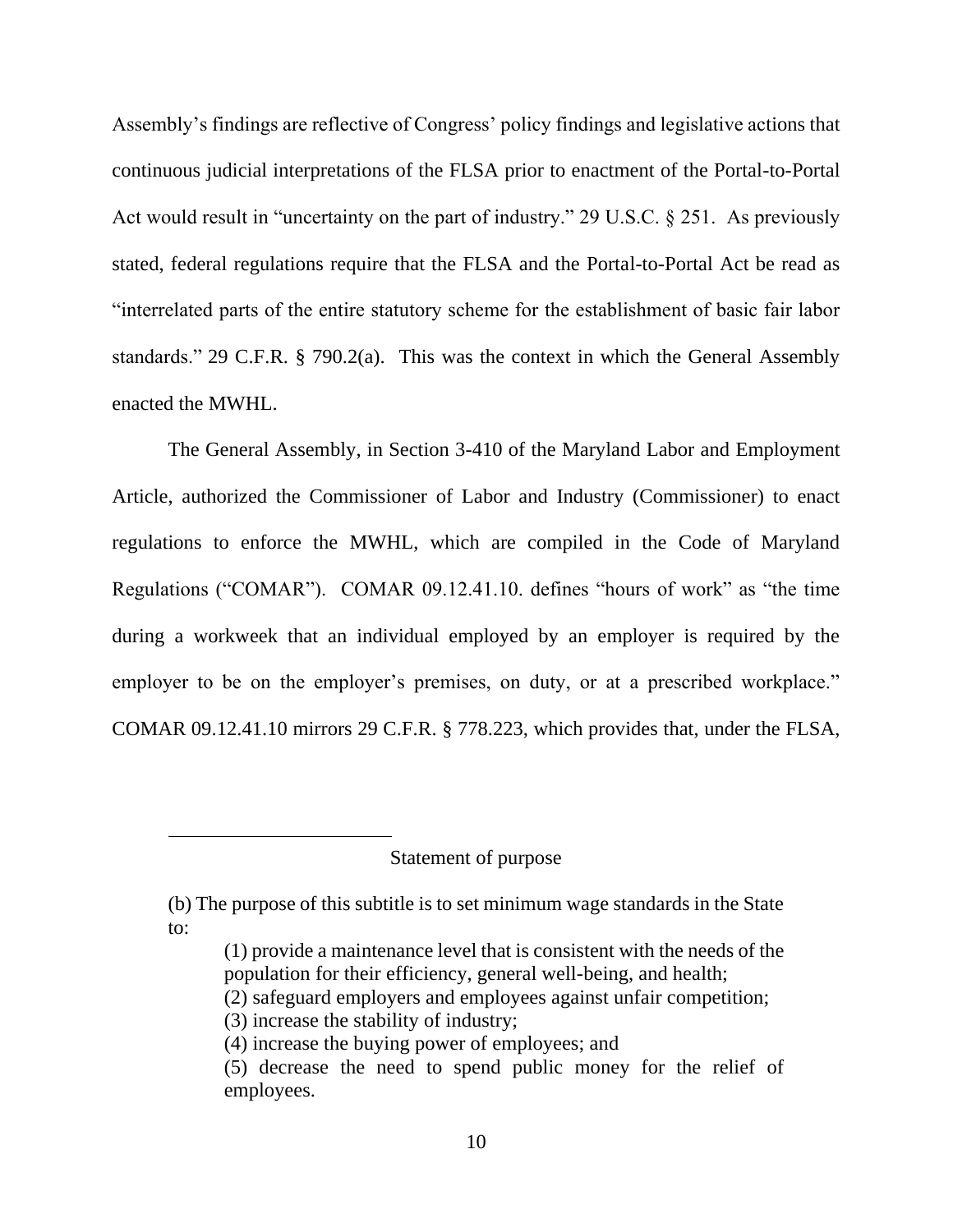Assembly's findings are reflective of Congress' policy findings and legislative actions that continuous judicial interpretations of the FLSA prior to enactment of the Portal-to-Portal Act would result in "uncertainty on the part of industry." 29 U.S.C. § 251. As previously stated, federal regulations require that the FLSA and the Portal-to-Portal Act be read as "interrelated parts of the entire statutory scheme for the establishment of basic fair labor standards." 29 C.F.R. § 790.2(a). This was the context in which the General Assembly enacted the MWHL.

The General Assembly, in Section 3-410 of the Maryland Labor and Employment Article, authorized the Commissioner of Labor and Industry (Commissioner) to enact regulations to enforce the MWHL, which are compiled in the Code of Maryland Regulations ("COMAR"). COMAR 09.12.41.10. defines "hours of work" as "the time during a workweek that an individual employed by an employer is required by the employer to be on the employer's premises, on duty, or at a prescribed workplace." COMAR 09.12.41.10 mirrors 29 C.F.R. § 778.223, which provides that, under the FLSA,

---

Statement of purpose

(b) The purpose of this subtitle is to set minimum wage standards in the State to:

> (1) provide a maintenance level that is consistent with the needs of the population for their efficiency, general well-being, and health;
> (2) safeguard employers and employees against unfair competition;
> (3) increase the stability of industry;
> (4) increase the buying power of employees; and
> (5) decrease the need to spend public money for the relief of employees.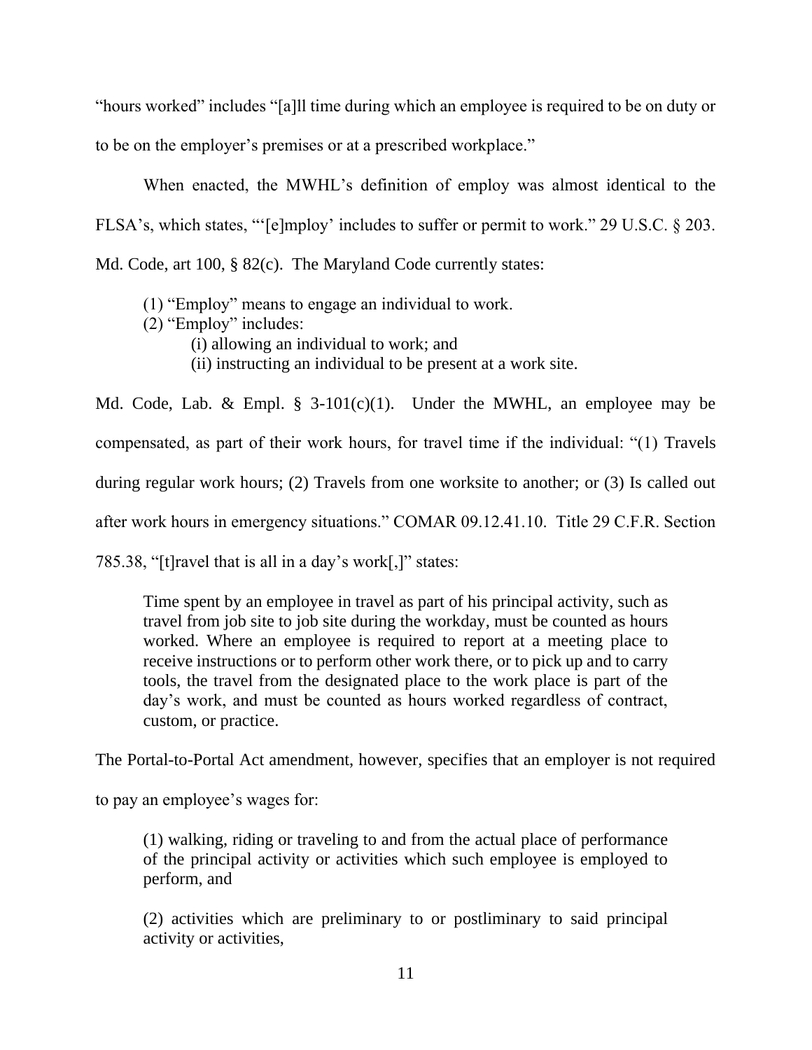"hours worked" includes "[a]ll time during which an employee is required to be on duty or to be on the employer's premises or at a prescribed workplace."

When enacted, the MWHL's definition of employ was almost identical to the FLSA's, which states, "'[e]mploy' includes to suffer or permit to work." 29 U.S.C. § 203. Md. Code, art 100, § 82(c). The Maryland Code currently states:

> (1) "Employ" means to engage an individual to work.
> (2) "Employ" includes:
>     (i) allowing an individual to work; and
>     (ii) instructing an individual to be present at a work site.

Md. Code, Lab. & Empl. § 3-101(c)(1). Under the MWHL, an employee may be compensated, as part of their work hours, for travel time if the individual: "(1) Travels during regular work hours; (2) Travels from one worksite to another; or (3) Is called out after work hours in emergency situations." COMAR 09.12.41.10. Title 29 C.F.R. Section 785.38, "[t]ravel that is all in a day's work[,]" states:

> Time spent by an employee in travel as part of his principal activity, such as travel from job site to job site during the workday, must be counted as hours worked. Where an employee is required to report at a meeting place to receive instructions or to perform other work there, or to pick up and to carry tools, the travel from the designated place to the work place is part of the day's work, and must be counted as hours worked regardless of contract, custom, or practice.

The Portal-to-Portal Act amendment, however, specifies that an employer is not required to pay an employee's wages for:

> (1) walking, riding or traveling to and from the actual place of performance of the principal activity or activities which such employee is employed to perform, and
>
> (2) activities which are preliminary to or postliminary to said principal activity or activities,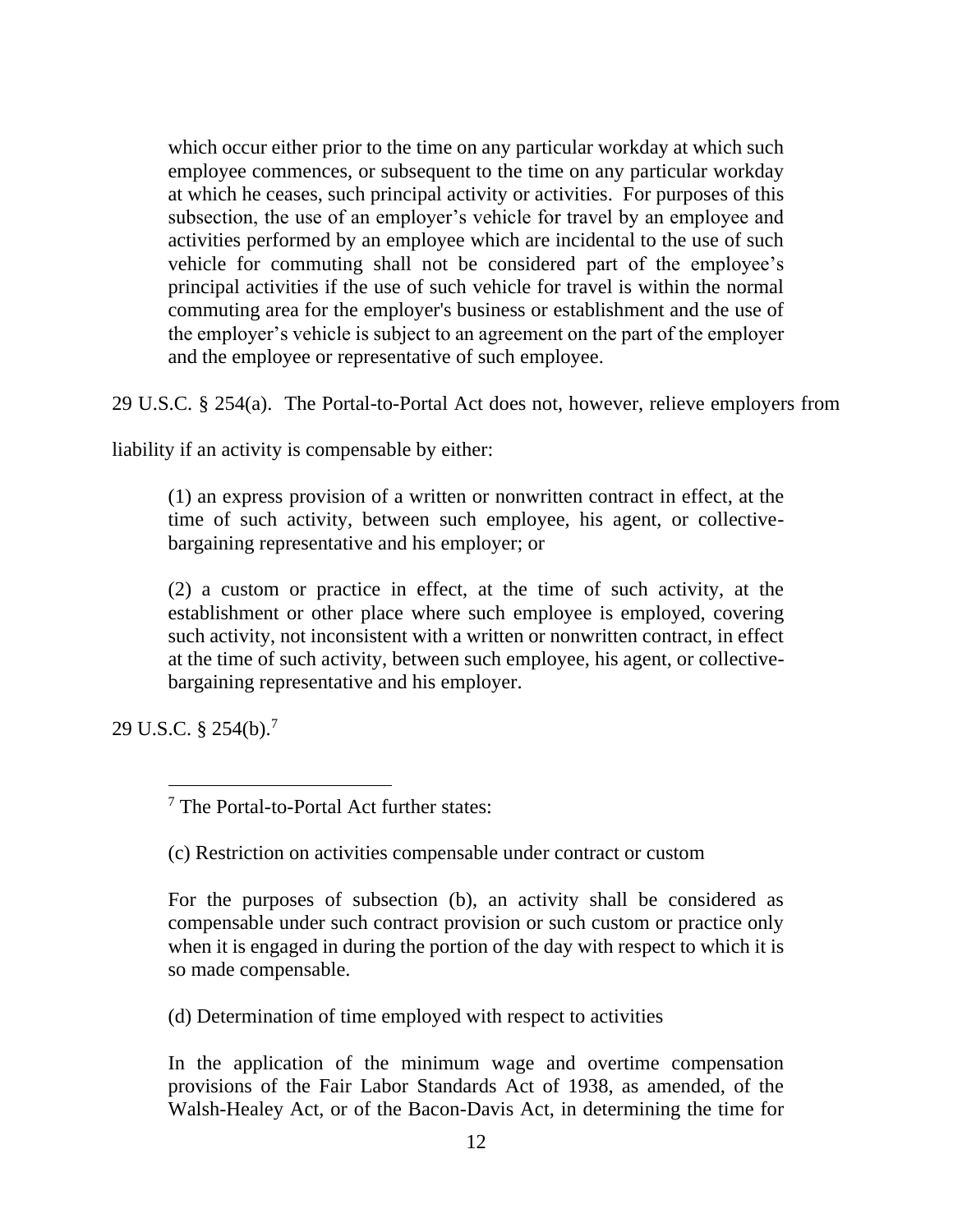> which occur either prior to the time on any particular workday at which such employee commences, or subsequent to the time on any particular workday at which he ceases, such principal activity or activities. For purposes of this subsection, the use of an employer's vehicle for travel by an employee and activities performed by an employee which are incidental to the use of such vehicle for commuting shall not be considered part of the employee's principal activities if the use of such vehicle for travel is within the normal commuting area for the employer's business or establishment and the use of the employer's vehicle is subject to an agreement on the part of the employer and the employee or representative of such employee.

29 U.S.C. § 254(a). The Portal-to-Portal Act does not, however, relieve employers from liability if an activity is compensable by either:

> (1) an express provision of a written or nonwritten contract in effect, at the time of such activity, between such employee, his agent, or collective-bargaining representative and his employer; or
>
> (2) a custom or practice in effect, at the time of such activity, at the establishment or other place where such employee is employed, covering such activity, not inconsistent with a written or nonwritten contract, in effect at the time of such activity, between such employee, his agent, or collective-bargaining representative and his employer.

29 U.S.C. § 254(b).[7]

---

[7] The Portal-to-Portal Act further states:

> (c) Restriction on activities compensable under contract or custom
>
> For the purposes of subsection (b), an activity shall be considered as compensable under such contract provision or such custom or practice only when it is engaged in during the portion of the day with respect to which it is so made compensable.
>
> (d) Determination of time employed with respect to activities
>
> In the application of the minimum wage and overtime compensation provisions of the Fair Labor Standards Act of 1938, as amended, of the Walsh-Healey Act, or of the Bacon-Davis Act, in determining the time for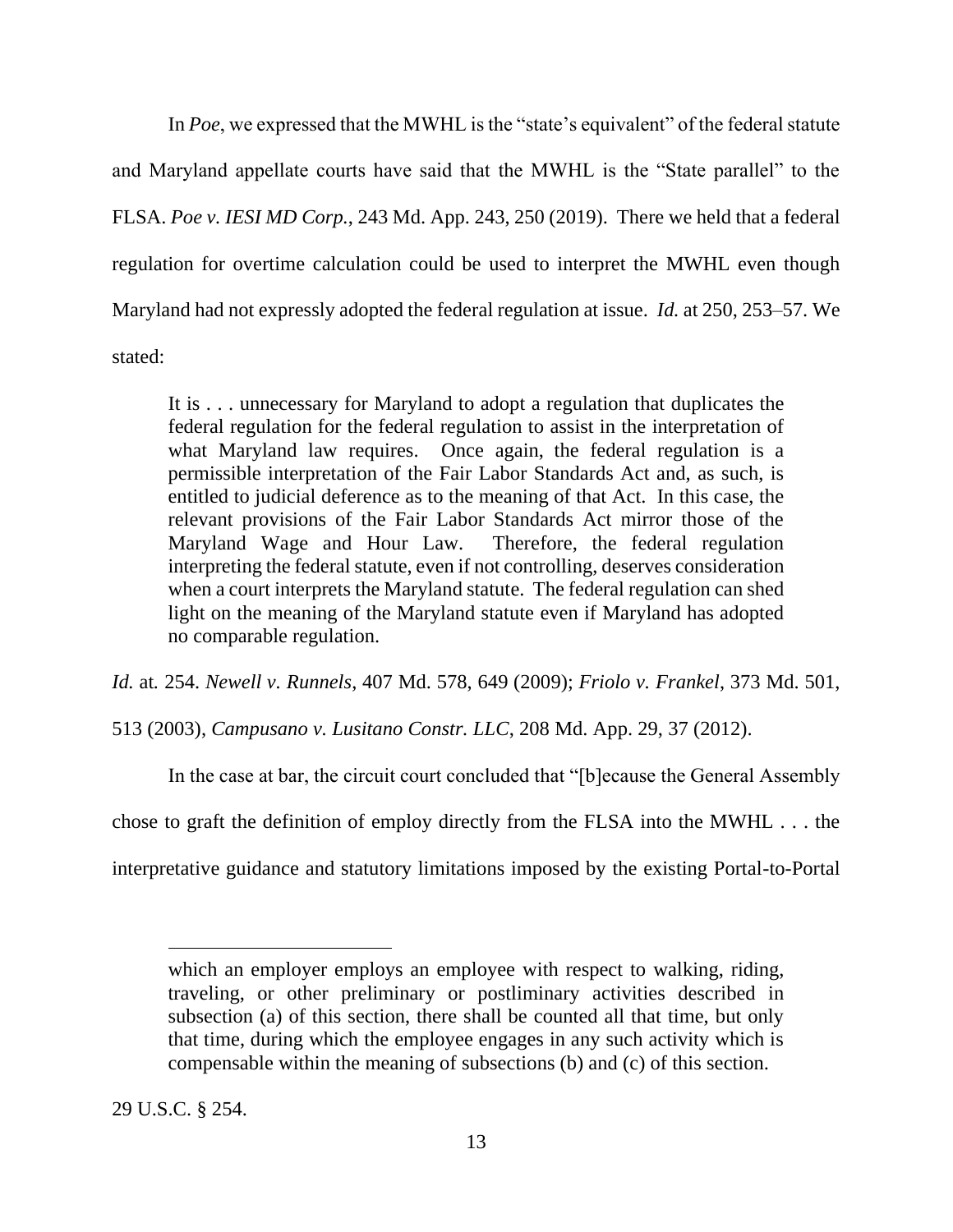In *Poe*, we expressed that the MWHL is the "state's equivalent" of the federal statute and Maryland appellate courts have said that the MWHL is the "State parallel" to the FLSA. *Poe v. IESI MD Corp.*, 243 Md. App. 243, 250 (2019). There we held that a federal regulation for overtime calculation could be used to interpret the MWHL even though Maryland had not expressly adopted the federal regulation at issue. *Id.* at 250, 253–57. We stated:

> It is . . . unnecessary for Maryland to adopt a regulation that duplicates the federal regulation for the federal regulation to assist in the interpretation of what Maryland law requires. Once again, the federal regulation is a permissible interpretation of the Fair Labor Standards Act and, as such, is entitled to judicial deference as to the meaning of that Act. In this case, the relevant provisions of the Fair Labor Standards Act mirror those of the Maryland Wage and Hour Law. Therefore, the federal regulation interpreting the federal statute, even if not controlling, deserves consideration when a court interprets the Maryland statute. The federal regulation can shed light on the meaning of the Maryland statute even if Maryland has adopted no comparable regulation.

*Id.* at. 254. *Newell v. Runnels*, 407 Md. 578, 649 (2009); *Friolo v. Frankel*, 373 Md. 501, 513 (2003), *Campusano v. Lusitano Constr. LLC*, 208 Md. App. 29, 37 (2012).

In the case at bar, the circuit court concluded that "[b]ecause the General Assembly chose to graft the definition of employ directly from the FLSA into the MWHL . . . the interpretative guidance and statutory limitations imposed by the existing Portal-to-Portal

---

> which an employer employs an employee with respect to walking, riding, traveling, or other preliminary or postliminary activities described in subsection (a) of this section, there shall be counted all that time, but only that time, during which the employee engages in any such activity which is compensable within the meaning of subsections (b) and (c) of this section.

29 U.S.C. § 254.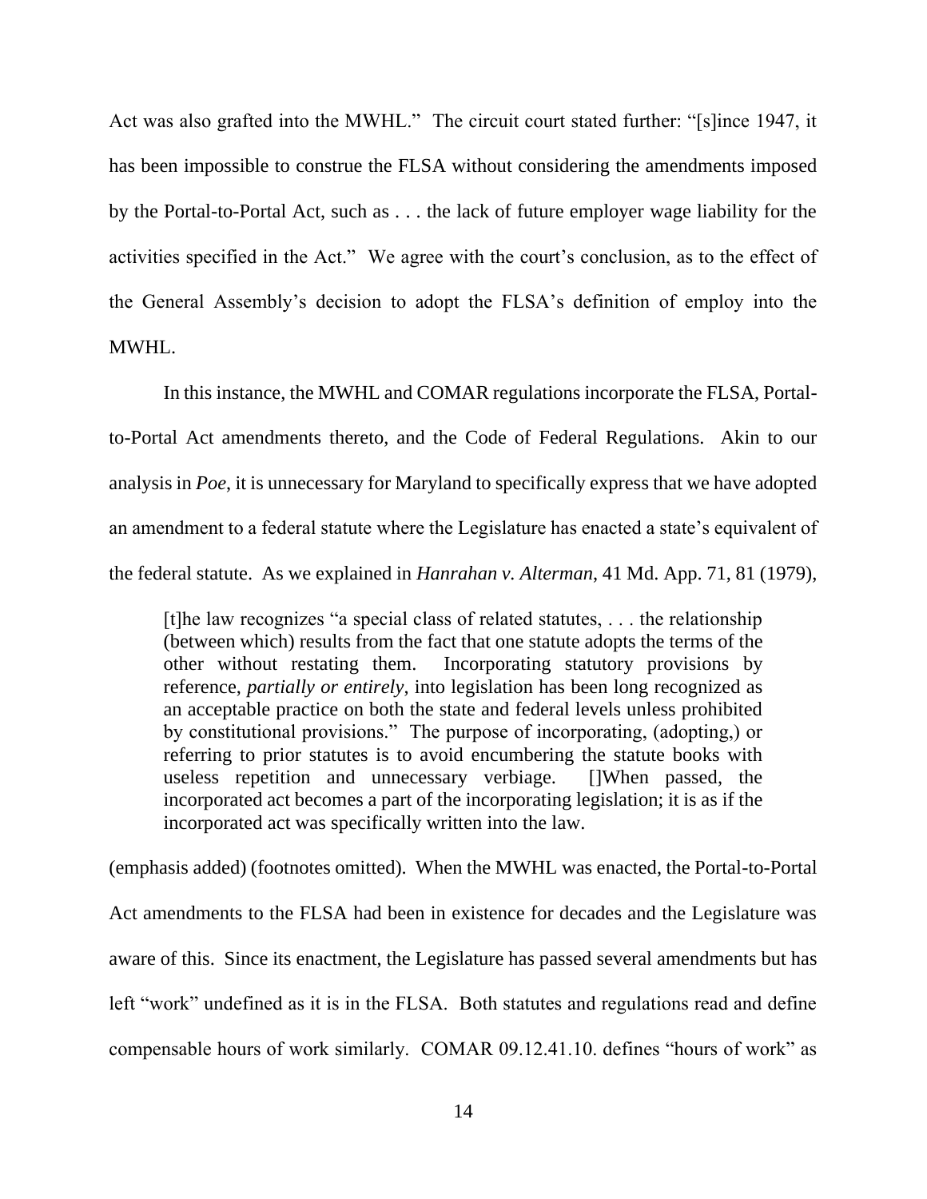Act was also grafted into the MWHL." The circuit court stated further: "[s]ince 1947, it has been impossible to construe the FLSA without considering the amendments imposed by the Portal-to-Portal Act, such as . . . the lack of future employer wage liability for the activities specified in the Act." We agree with the court's conclusion, as to the effect of the General Assembly's decision to adopt the FLSA's definition of employ into the MWHL.

In this instance, the MWHL and COMAR regulations incorporate the FLSA, Portal-to-Portal Act amendments thereto, and the Code of Federal Regulations. Akin to our analysis in *Poe*, it is unnecessary for Maryland to specifically express that we have adopted an amendment to a federal statute where the Legislature has enacted a state's equivalent of the federal statute. As we explained in *Hanrahan v. Alterman*, 41 Md. App. 71, 81 (1979),

> [t]he law recognizes "a special class of related statutes, . . . the relationship (between which) results from the fact that one statute adopts the terms of the other without restating them. Incorporating statutory provisions by reference, *partially or entirely*, into legislation has been long recognized as an acceptable practice on both the state and federal levels unless prohibited by constitutional provisions." The purpose of incorporating, (adopting,) or referring to prior statutes is to avoid encumbering the statute books with useless repetition and unnecessary verbiage. []When passed, the incorporated act becomes a part of the incorporating legislation; it is as if the incorporated act was specifically written into the law.

(emphasis added) (footnotes omitted). When the MWHL was enacted, the Portal-to-Portal Act amendments to the FLSA had been in existence for decades and the Legislature was aware of this. Since its enactment, the Legislature has passed several amendments but has left "work" undefined as it is in the FLSA. Both statutes and regulations read and define compensable hours of work similarly. COMAR 09.12.41.10. defines "hours of work" as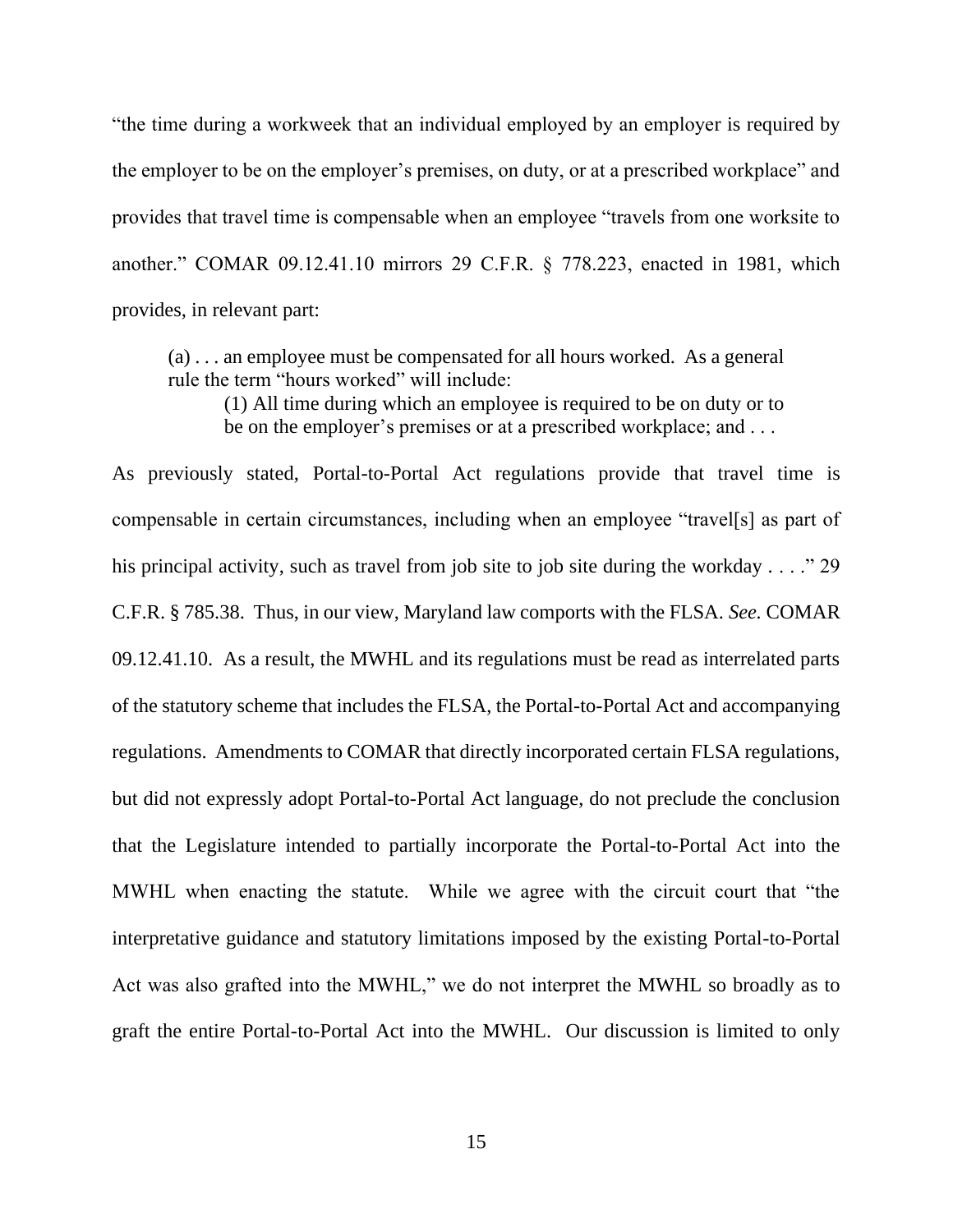"the time during a workweek that an individual employed by an employer is required by the employer to be on the employer's premises, on duty, or at a prescribed workplace" and provides that travel time is compensable when an employee "travels from one worksite to another." COMAR 09.12.41.10 mirrors 29 C.F.R. § 778.223, enacted in 1981, which provides, in relevant part:

> (a) . . . an employee must be compensated for all hours worked. As a general rule the term "hours worked" will include:
>
> > (1) All time during which an employee is required to be on duty or to be on the employer's premises or at a prescribed workplace; and . . .

As previously stated, Portal-to-Portal Act regulations provide that travel time is compensable in certain circumstances, including when an employee "travel[s] as part of his principal activity, such as travel from job site to job site during the workday . . . ." 29 C.F.R. § 785.38. Thus, in our view, Maryland law comports with the FLSA. *See.* COMAR 09.12.41.10. As a result, the MWHL and its regulations must be read as interrelated parts of the statutory scheme that includes the FLSA, the Portal-to-Portal Act and accompanying regulations. Amendments to COMAR that directly incorporated certain FLSA regulations, but did not expressly adopt Portal-to-Portal Act language, do not preclude the conclusion that the Legislature intended to partially incorporate the Portal-to-Portal Act into the MWHL when enacting the statute. While we agree with the circuit court that "the interpretative guidance and statutory limitations imposed by the existing Portal-to-Portal Act was also grafted into the MWHL," we do not interpret the MWHL so broadly as to graft the entire Portal-to-Portal Act into the MWHL. Our discussion is limited to only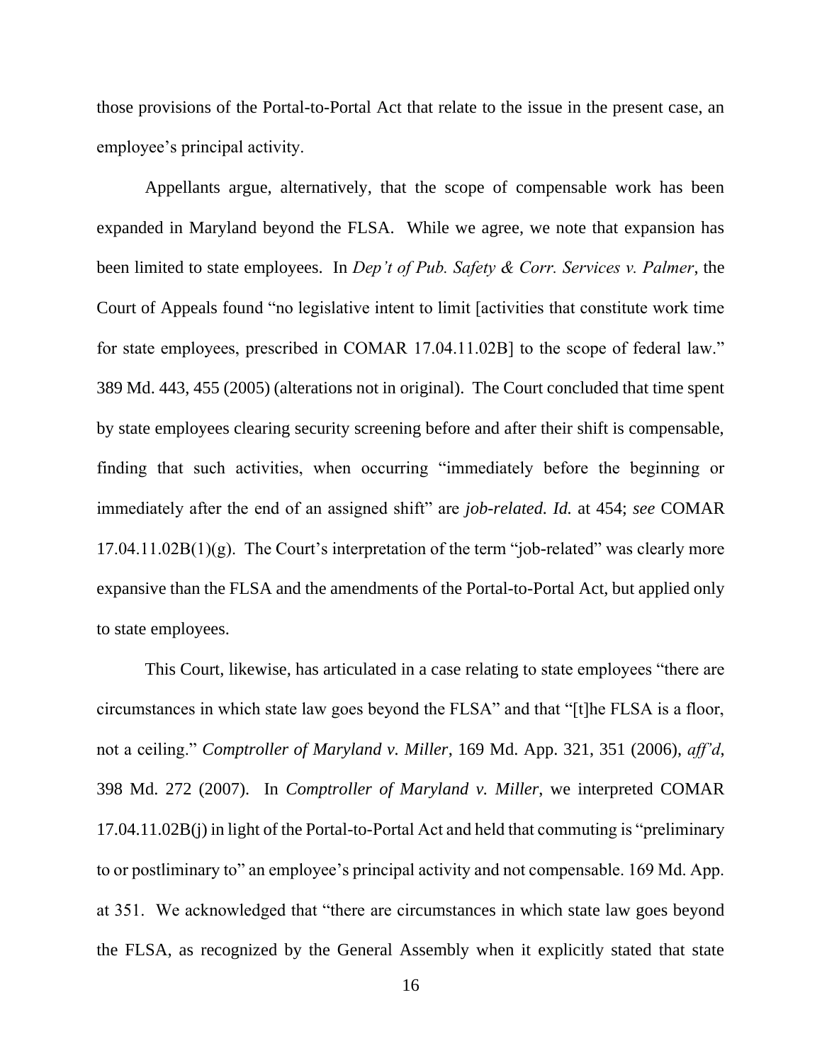those provisions of the Portal-to-Portal Act that relate to the issue in the present case, an employee's principal activity.

Appellants argue, alternatively, that the scope of compensable work has been expanded in Maryland beyond the FLSA. While we agree, we note that expansion has been limited to state employees. In *Dep't of Pub. Safety & Corr. Services v. Palmer*, the Court of Appeals found "no legislative intent to limit [activities that constitute work time for state employees, prescribed in COMAR 17.04.11.02B] to the scope of federal law." 389 Md. 443, 455 (2005) (alterations not in original). The Court concluded that time spent by state employees clearing security screening before and after their shift is compensable, finding that such activities, when occurring "immediately before the beginning or immediately after the end of an assigned shift" are *job-related*. *Id.* at 454; *see* COMAR 17.04.11.02B(1)(g). The Court's interpretation of the term "job-related" was clearly more expansive than the FLSA and the amendments of the Portal-to-Portal Act, but applied only to state employees.

This Court, likewise, has articulated in a case relating to state employees "there are circumstances in which state law goes beyond the FLSA" and that "[t]he FLSA is a floor, not a ceiling." *Comptroller of Maryland v. Miller*, 169 Md. App. 321, 351 (2006), *aff'd*, 398 Md. 272 (2007). In *Comptroller of Maryland v. Miller*, we interpreted COMAR 17.04.11.02B(j) in light of the Portal-to-Portal Act and held that commuting is "preliminary to or postliminary to" an employee's principal activity and not compensable. 169 Md. App. at 351. We acknowledged that "there are circumstances in which state law goes beyond the FLSA, as recognized by the General Assembly when it explicitly stated that state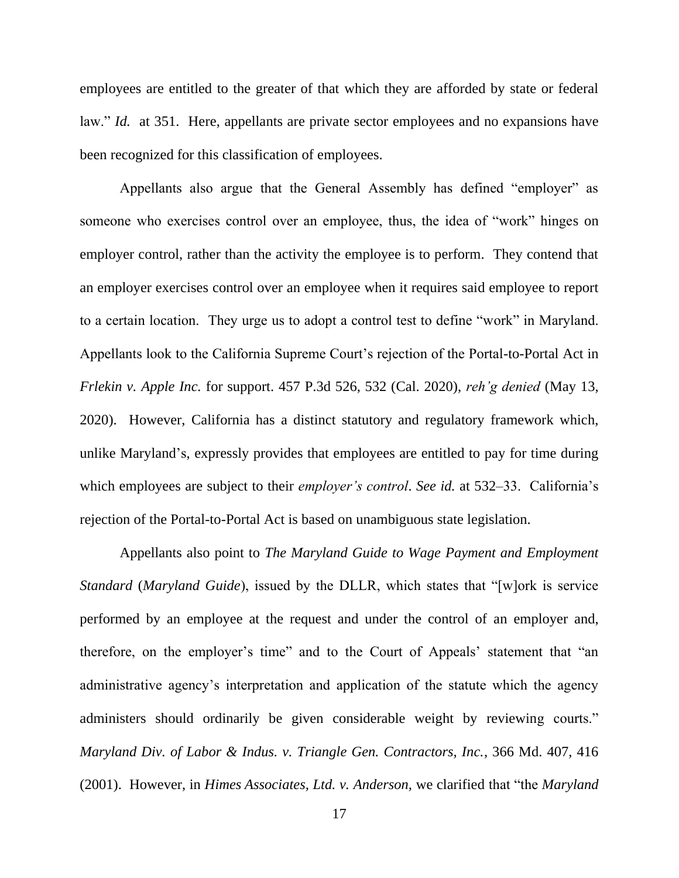employees are entitled to the greater of that which they are afforded by state or federal law." *Id.* at 351. Here, appellants are private sector employees and no expansions have been recognized for this classification of employees.

Appellants also argue that the General Assembly has defined "employer" as someone who exercises control over an employee, thus, the idea of "work" hinges on employer control, rather than the activity the employee is to perform. They contend that an employer exercises control over an employee when it requires said employee to report to a certain location. They urge us to adopt a control test to define "work" in Maryland. Appellants look to the California Supreme Court's rejection of the Portal-to-Portal Act in *Frlekin v. Apple Inc.* for support. 457 P.3d 526, 532 (Cal. 2020), *reh'g denied* (May 13, 2020). However, California has a distinct statutory and regulatory framework which, unlike Maryland's, expressly provides that employees are entitled to pay for time during which employees are subject to their *employer's control*. *See id.* at 532–33. California's rejection of the Portal-to-Portal Act is based on unambiguous state legislation.

Appellants also point to *The Maryland Guide to Wage Payment and Employment Standard* (*Maryland Guide*), issued by the DLLR, which states that "[w]ork is service performed by an employee at the request and under the control of an employer and, therefore, on the employer's time" and to the Court of Appeals' statement that "an administrative agency's interpretation and application of the statute which the agency administers should ordinarily be given considerable weight by reviewing courts." *Maryland Div. of Labor & Indus. v. Triangle Gen. Contractors, Inc.*, 366 Md. 407, 416 (2001). However, in *Himes Associates, Ltd. v. Anderson,* we clarified that "the *Maryland*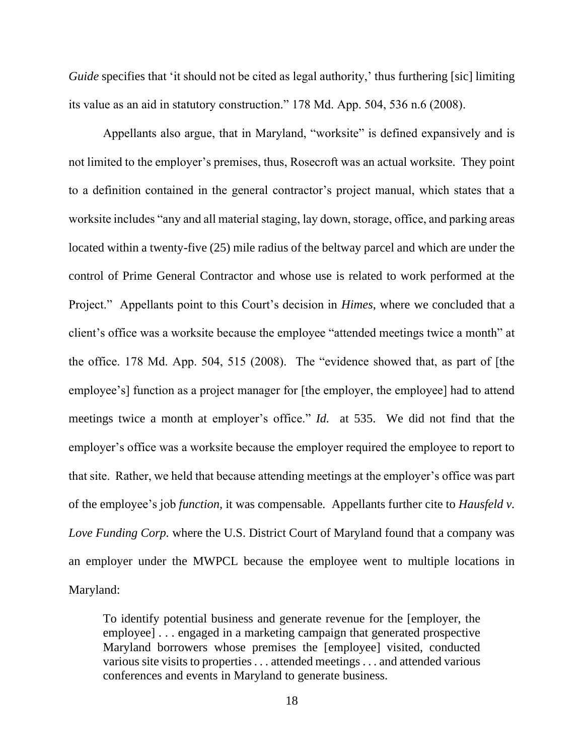*Guide* specifies that 'it should not be cited as legal authority,' thus furthering [sic] limiting its value as an aid in statutory construction." 178 Md. App. 504, 536 n.6 (2008).

Appellants also argue, that in Maryland, "worksite" is defined expansively and is not limited to the employer's premises, thus, Rosecroft was an actual worksite. They point to a definition contained in the general contractor's project manual, which states that a worksite includes "any and all material staging, lay down, storage, office, and parking areas located within a twenty-five (25) mile radius of the beltway parcel and which are under the control of Prime General Contractor and whose use is related to work performed at the Project." Appellants point to this Court's decision in *Himes*, where we concluded that a client's office was a worksite because the employee "attended meetings twice a month" at the office. 178 Md. App. 504, 515 (2008). The "evidence showed that, as part of [the employee's] function as a project manager for [the employer, the employee] had to attend meetings twice a month at employer's office." *Id.* at 535. We did not find that the employer's office was a worksite because the employer required the employee to report to that site. Rather, we held that because attending meetings at the employer's office was part of the employee's job *function,* it was compensable. Appellants further cite to *Hausfeld v. Love Funding Corp.* where the U.S. District Court of Maryland found that a company was an employer under the MWPCL because the employee went to multiple locations in Maryland:

> To identify potential business and generate revenue for the [employer, the employee] . . . engaged in a marketing campaign that generated prospective Maryland borrowers whose premises the [employee] visited, conducted various site visits to properties . . . attended meetings . . . and attended various conferences and events in Maryland to generate business.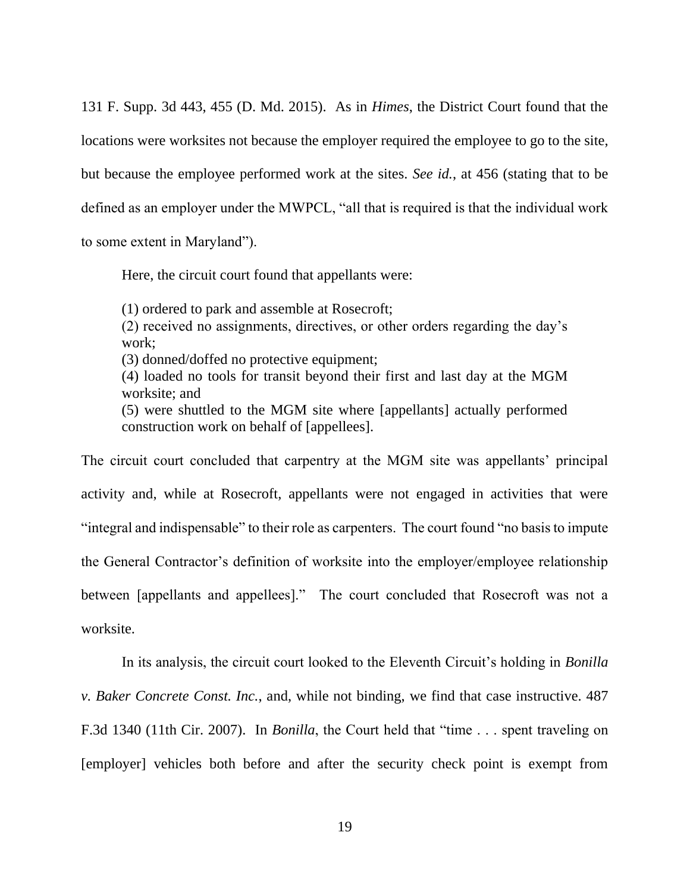131 F. Supp. 3d 443, 455 (D. Md. 2015). As in *Himes*, the District Court found that the locations were worksites not because the employer required the employee to go to the site, but because the employee performed work at the sites. *See id.*, at 456 (stating that to be defined as an employer under the MWPCL, "all that is required is that the individual work to some extent in Maryland").

Here, the circuit court found that appellants were:

> (1) ordered to park and assemble at Rosecroft;
> (2) received no assignments, directives, or other orders regarding the day's work;
> (3) donned/doffed no protective equipment;
> (4) loaded no tools for transit beyond their first and last day at the MGM worksite; and
> (5) were shuttled to the MGM site where [appellants] actually performed construction work on behalf of [appellees].

The circuit court concluded that carpentry at the MGM site was appellants' principal activity and, while at Rosecroft, appellants were not engaged in activities that were "integral and indispensable" to their role as carpenters. The court found "no basis to impute the General Contractor's definition of worksite into the employer/employee relationship between [appellants and appellees]." The court concluded that Rosecroft was not a worksite.

In its analysis, the circuit court looked to the Eleventh Circuit's holding in *Bonilla v. Baker Concrete Const. Inc.*, and, while not binding, we find that case instructive. 487 F.3d 1340 (11th Cir. 2007). In *Bonilla*, the Court held that "time . . . spent traveling on [employer] vehicles both before and after the security check point is exempt from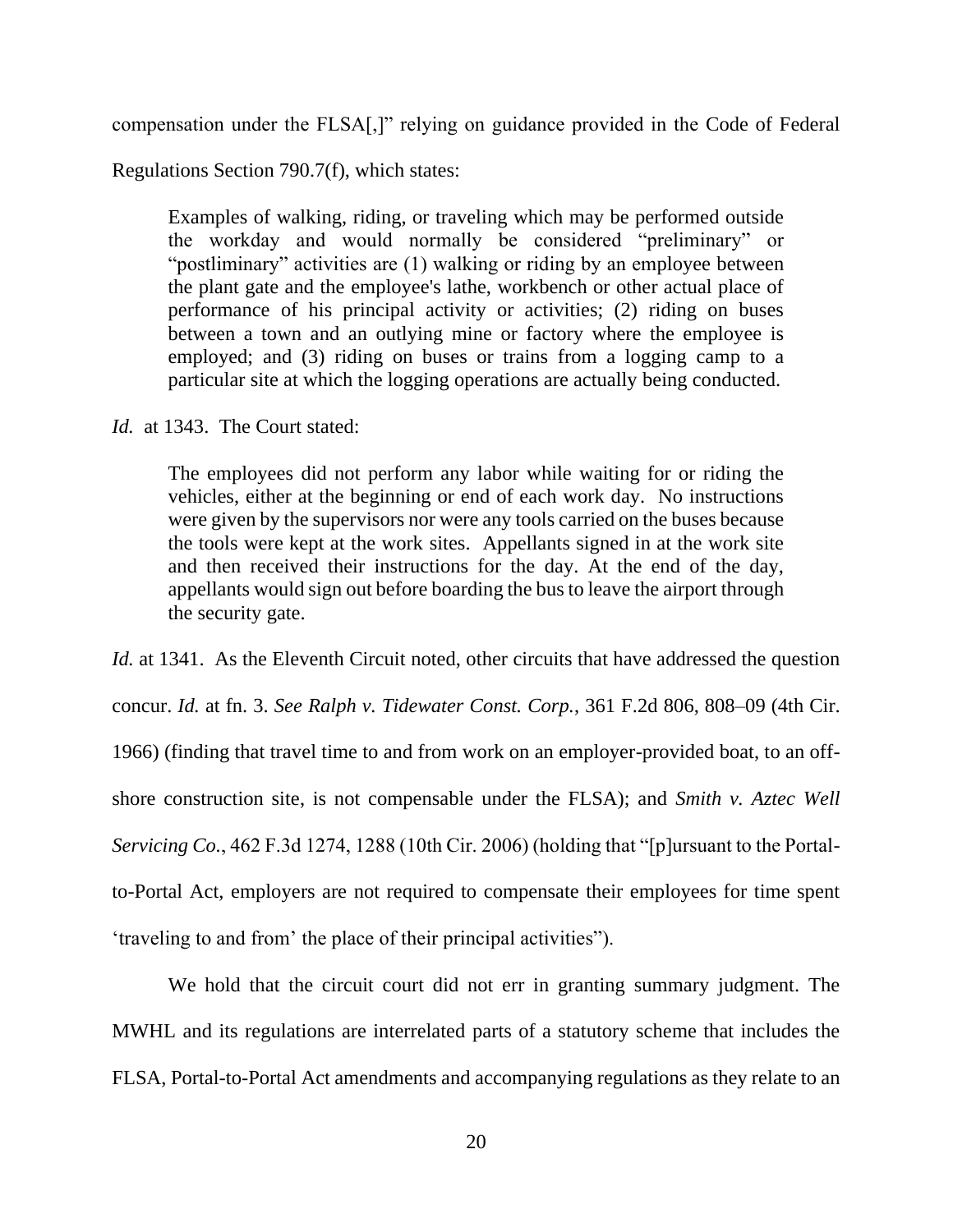compensation under the FLSA[,]" relying on guidance provided in the Code of Federal Regulations Section 790.7(f), which states:

> Examples of walking, riding, or traveling which may be performed outside the workday and would normally be considered "preliminary" or "postliminary" activities are (1) walking or riding by an employee between the plant gate and the employee's lathe, workbench or other actual place of performance of his principal activity or activities; (2) riding on buses between a town and an outlying mine or factory where the employee is employed; and (3) riding on buses or trains from a logging camp to a particular site at which the logging operations are actually being conducted.

*Id.* at 1343. The Court stated:

> The employees did not perform any labor while waiting for or riding the vehicles, either at the beginning or end of each work day. No instructions were given by the supervisors nor were any tools carried on the buses because the tools were kept at the work sites. Appellants signed in at the work site and then received their instructions for the day. At the end of the day, appellants would sign out before boarding the bus to leave the airport through the security gate.

*Id.* at 1341. As the Eleventh Circuit noted, other circuits that have addressed the question concur. *Id.* at fn. 3. *See Ralph v. Tidewater Const. Corp.*, 361 F.2d 806, 808–09 (4th Cir. 1966) (finding that travel time to and from work on an employer-provided boat, to an off-shore construction site, is not compensable under the FLSA); and *Smith v. Aztec Well Servicing Co.*, 462 F.3d 1274, 1288 (10th Cir. 2006) (holding that "[p]ursuant to the Portal-to-Portal Act, employers are not required to compensate their employees for time spent 'traveling to and from' the place of their principal activities").

We hold that the circuit court did not err in granting summary judgment. The MWHL and its regulations are interrelated parts of a statutory scheme that includes the FLSA, Portal-to-Portal Act amendments and accompanying regulations as they relate to an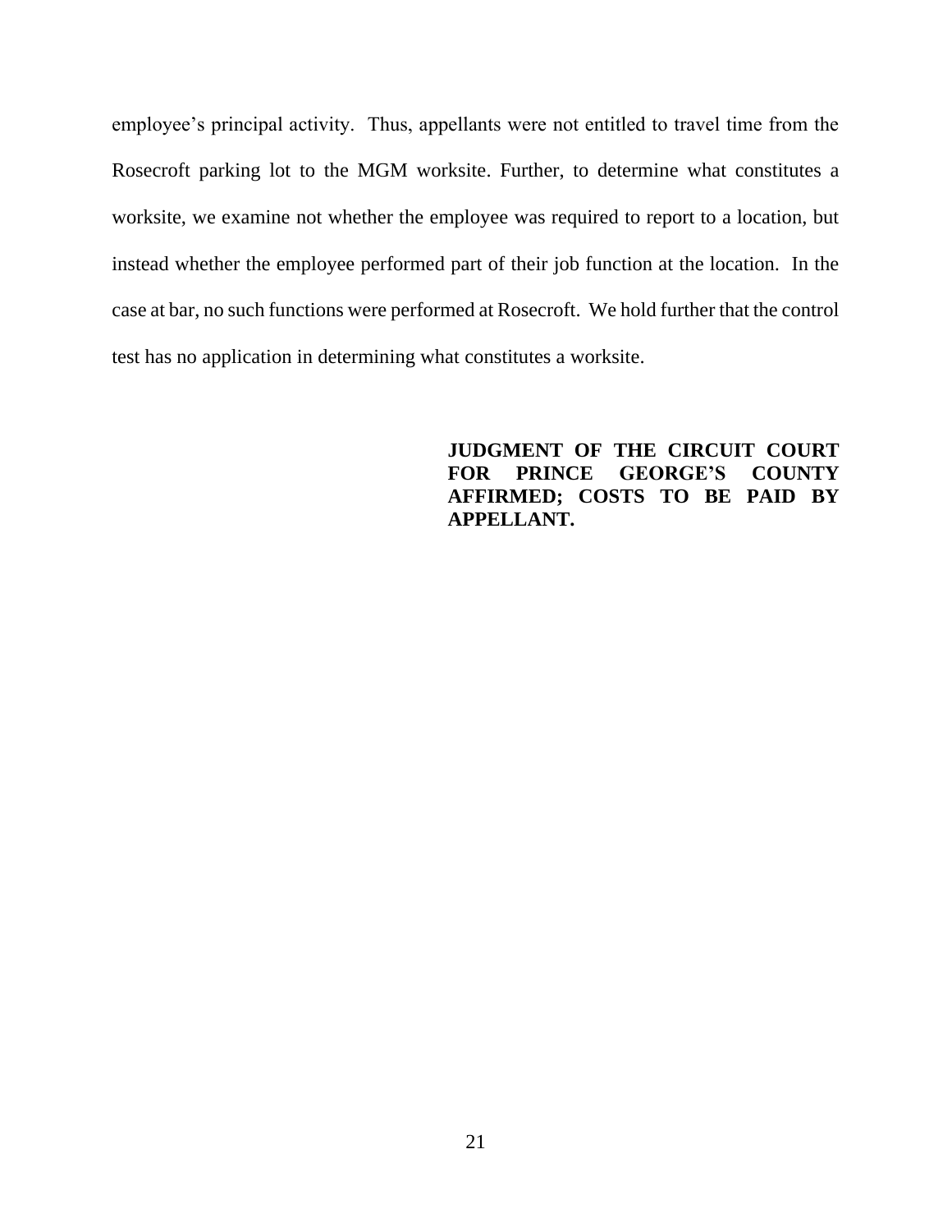employee's principal activity. Thus, appellants were not entitled to travel time from the Rosecroft parking lot to the MGM worksite. Further, to determine what constitutes a worksite, we examine not whether the employee was required to report to a location, but instead whether the employee performed part of their job function at the location. In the case at bar, no such functions were performed at Rosecroft. We hold further that the control test has no application in determining what constitutes a worksite.

**JUDGMENT OF THE CIRCUIT COURT FOR PRINCE GEORGE'S COUNTY AFFIRMED; COSTS TO BE PAID BY APPELLANT.**